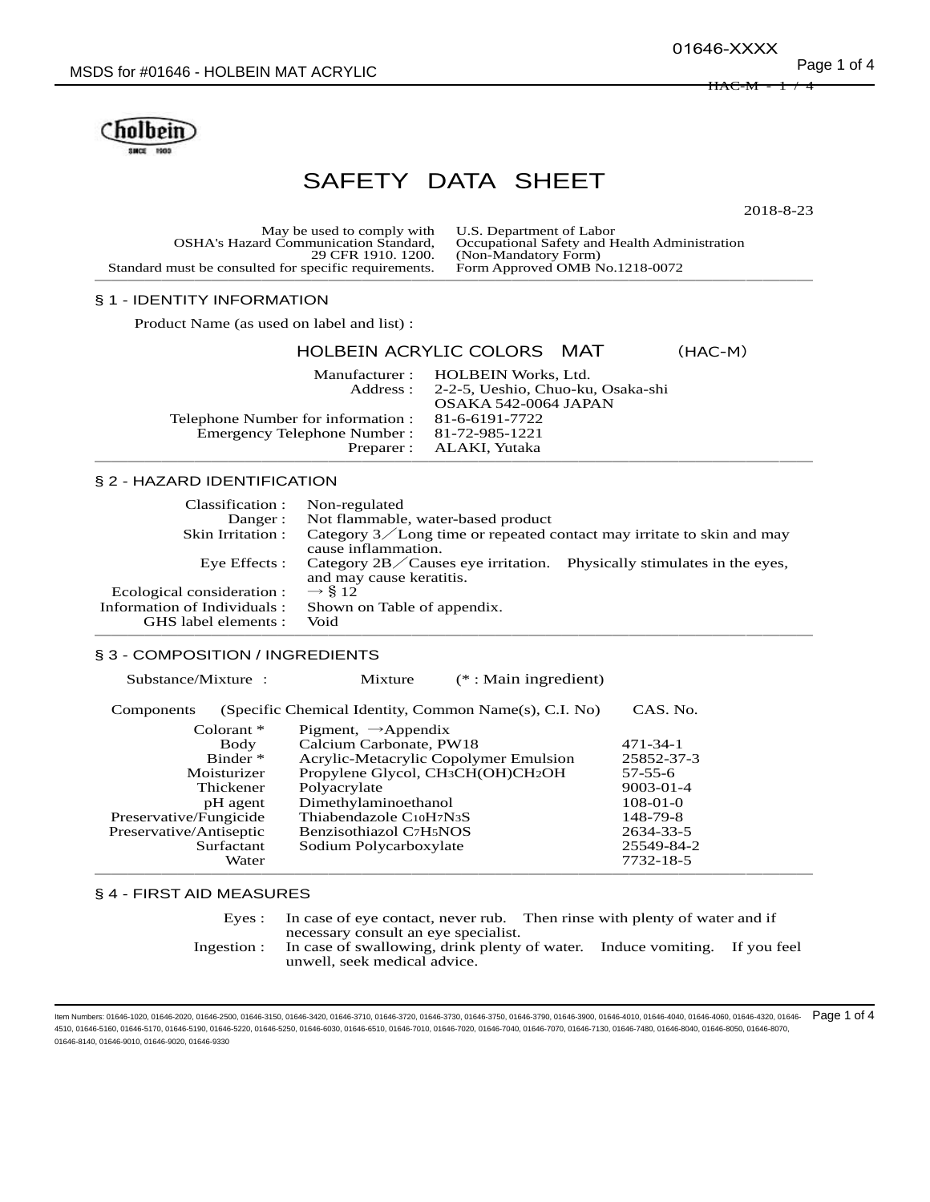# SAFETY DATA SHEET

2018-8-23

| May be used to comply with OSHA's Hazard Communication Standard, 29 CFR 1910. 1200. Standard must be consulted for specific requirements. | U.S. Department of Labor Occupational Safety and Health Administration (Non-Mandatory Form) Form Approved OMB No.1218-0072 |
|---|---|

## § 1 - IDENTITY INFORMATION

Product Name (as used on label and list) :

**HOLBEIN ACRYLIC COLORS MAT (HAC-M)**

| | |
|---|---|
| Manufacturer : | HOLBEIN Works, Ltd. |
| Address : | 2-2-5, Ueshio, Chuo-ku, Osaka-shi OSAKA 542-0064 JAPAN |
| Telephone Number for information : | 81-6-6191-7722 |
| Emergency Telephone Number : | 81-72-985-1221 |
| Preparer : | ALAKI, Yutaka |

## § 2 - HAZARD IDENTIFICATION

| | |
|---|---|
| Classification : | Non-regulated |
| Danger : | Not flammable, water-based product |
| Skin Irritation : | Category 3／Long time or repeated contact may irritate to skin and may cause inflammation. |
| Eye Effects : | Category 2B／Causes eye irritation. Physically stimulates in the eyes, and may cause keratitis. |
| Ecological consideration : | → § 12 |
| Information of Individuals : | Shown on Table of appendix. |
| GHS label elements : | Void |

## § 3 - COMPOSITION / INGREDIENTS

Substance/Mixture : Mixture (* : Main ingredient)

| Components | (Specific Chemical Identity, Common Name(s), C.I. No) | CAS. No. |
|---|---|---|
| Colorant * | Pigment, →Appendix | |
| Body | Calcium Carbonate, PW18 | 471-34-1 |
| Binder * | Acrylic-Metacrylic Copolymer Emulsion | 25852-37-3 |
| Moisturizer | Propylene Glycol, $CH_3CH(OH)CH_2OH$ | 57-55-6 |
| Thickener | Polyacrylate | 9003-01-4 |
| pH agent | Dimethylaminoethanol | 108-01-0 |
| Preservative/Fungicide | Thiabendazole $C_{10}H_7N_3S$ | 148-79-8 |
| Preservative/Antiseptic | Benzisothiazol $C_7H_5NOS$ | 2634-33-5 |
| Surfactant | Sodium Polycarboxylate | 25549-84-2 |
| Water | | 7732-18-5 |

## § 4 - FIRST AID MEASURES

| | |
|---|---|
| Eyes : | In case of eye contact, never rub. Then rinse with plenty of water and if necessary consult an eye specialist. |
| Ingestion : | In case of swallowing, drink plenty of water. Induce vomiting. If you feel unwell, seek medical advice. |

Item Numbers: 01646-1020, 01646-2020, 01646-2500, 01646-3150, 01646-3420, 01646-3710, 01646-3720, 01646-3730, 01646-3750, 01646-3790, 01646-3900, 01646-4010, 01646-4040, 01646-4060, 01646-4320, 01646-4510, 01646-5160, 01646-5170, 01646-5190, 01646-5220, 01646-5250, 01646-6030, 01646-6510, 01646-7010, 01646-7020, 01646-7040, 01646-7070, 01646-7130, 01646-7480, 01646-8040, 01646-8050, 01646-8070, 01646-8140, 01646-9010, 01646-9020, 01646-9330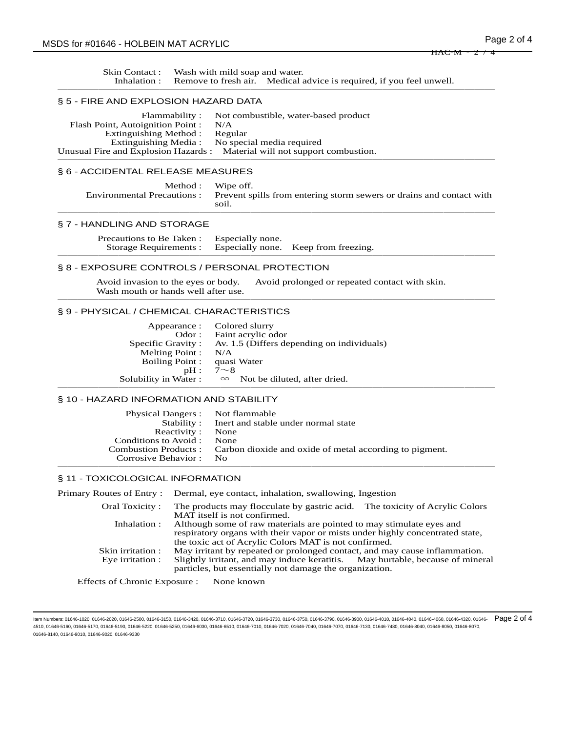Skin Contact : Wash with mild soap and water.
Inhalation : Remove to fresh air. Medical advice is required, if you feel unwell.

## § 5 - FIRE AND EXPLOSION HAZARD DATA

Flammability : Not combustible, water-based product
Flash Point, Autoignition Point : N/A
Extinguishing Method : Regular
Extinguishing Media : No special media required
Unusual Fire and Explosion Hazards : Material will not support combustion.

## § 6 - ACCIDENTAL RELEASE MEASURES

Method : Wipe off.
Environmental Precautions : Prevent spills from entering storm sewers or drains and contact with soil.

## § 7 - HANDLING AND STORAGE

Precautions to Be Taken : Especially none.
Storage Requirements : Especially none. Keep from freezing.

## § 8 - EXPOSURE CONTROLS / PERSONAL PROTECTION

Avoid invasion to the eyes or body. Avoid prolonged or repeated contact with skin.
Wash mouth or hands well after use.

## § 9 - PHYSICAL / CHEMICAL CHARACTERISTICS

Appearance : Colored slurry
Odor : Faint acrylic odor
Specific Gravity : Av. 1.5 (Differs depending on individuals)
Melting Point : N/A
Boiling Point : quasi Water
pH : 7～8
Solubility in Water : ∞ Not be diluted, after dried.

## § 10 - HAZARD INFORMATION AND STABILITY

Physical Dangers : Not flammable
Stability : Inert and stable under normal state
Reactivity : None
Conditions to Avoid : None
Combustion Products : Carbon dioxide and oxide of metal according to pigment.
Corrosive Behavior : No

## § 11 - TOXICOLOGICAL INFORMATION

Primary Routes of Entry : Dermal, eye contact, inhalation, swallowing, Ingestion

Oral Toxicity : The products may flocculate by gastric acid. The toxicity of Acrylic Colors MAT itself is not confirmed.
Inhalation : Although some of raw materials are pointed to may stimulate eyes and respiratory organs with their vapor or mists under highly concentrated state, the toxic act of Acrylic Colors MAT is not confirmed.
Skin irritation : May irritant by repeated or prolonged contact, and may cause inflammation.
Eye irritation : Slightly irritant, and may induce keratitis. May hurtable, because of mineral particles, but essentially not damage the organization.

Effects of Chronic Exposure : None known

Item Numbers: 01646-1020, 01646-2020, 01646-2500, 01646-3150, 01646-3420, 01646-3710, 01646-3720, 01646-3730, 01646-3750, 01646-3790, 01646-3900, 01646-4010, 01646-4040, 01646-4060, 01646-4320, 01646-4510, 01646-5160, 01646-5170, 01646-5190, 01646-5220, 01646-5250, 01646-6030, 01646-6510, 01646-7010, 01646-7020, 01646-7040, 01646-7070, 01646-7130, 01646-7480, 01646-8040, 01646-8050, 01646-8070, 01646-8140, 01646-9010, 01646-9020, 01646-9330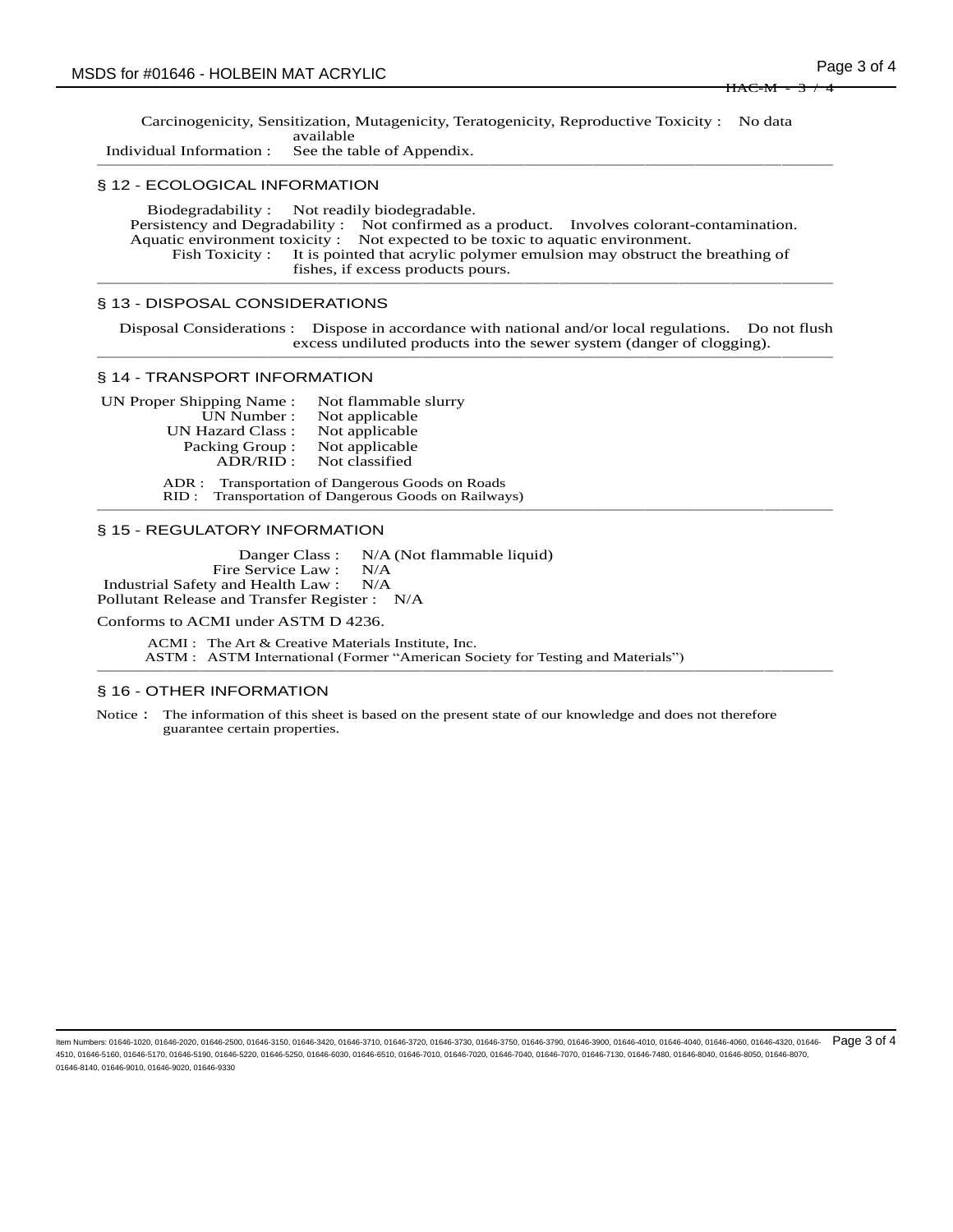Carcinogenicity, Sensitization, Mutagenicity, Teratogenicity, Reproductive Toxicity : No data available

Individual Information : See the table of Appendix.

## § 12 - ECOLOGICAL INFORMATION

Biodegradability : Not readily biodegradable.

Persistency and Degradability : Not confirmed as a product. Involves colorant-contamination.

Aquatic environment toxicity : Not expected to be toxic to aquatic environment.

Fish Toxicity : It is pointed that acrylic polymer emulsion may obstruct the breathing of fishes, if excess products pours.

## § 13 - DISPOSAL CONSIDERATIONS

Disposal Considerations : Dispose in accordance with national and/or local regulations. Do not flush excess undiluted products into the sewer system (danger of clogging).

## § 14 - TRANSPORT INFORMATION

UN Proper Shipping Name : Not flammable slurry

UN Number : Not applicable

UN Hazard Class : Not applicable

Packing Group : Not applicable

ADR/RID : Not classified

ADR : Transportation of Dangerous Goods on Roads

RID : Transportation of Dangerous Goods on Railways)

## § 15 - REGULATORY INFORMATION

Danger Class : N/A (Not flammable liquid)

Fire Service Law : N/A

Industrial Safety and Health Law : N/A

Pollutant Release and Transfer Register : N/A

Conforms to ACMI under ASTM D 4236.

ACMI : The Art & Creative Materials Institute, Inc.

ASTM : ASTM International (Former "American Society for Testing and Materials")

## § 16 - OTHER INFORMATION

Notice： The information of this sheet is based on the present state of our knowledge and does not therefore guarantee certain properties.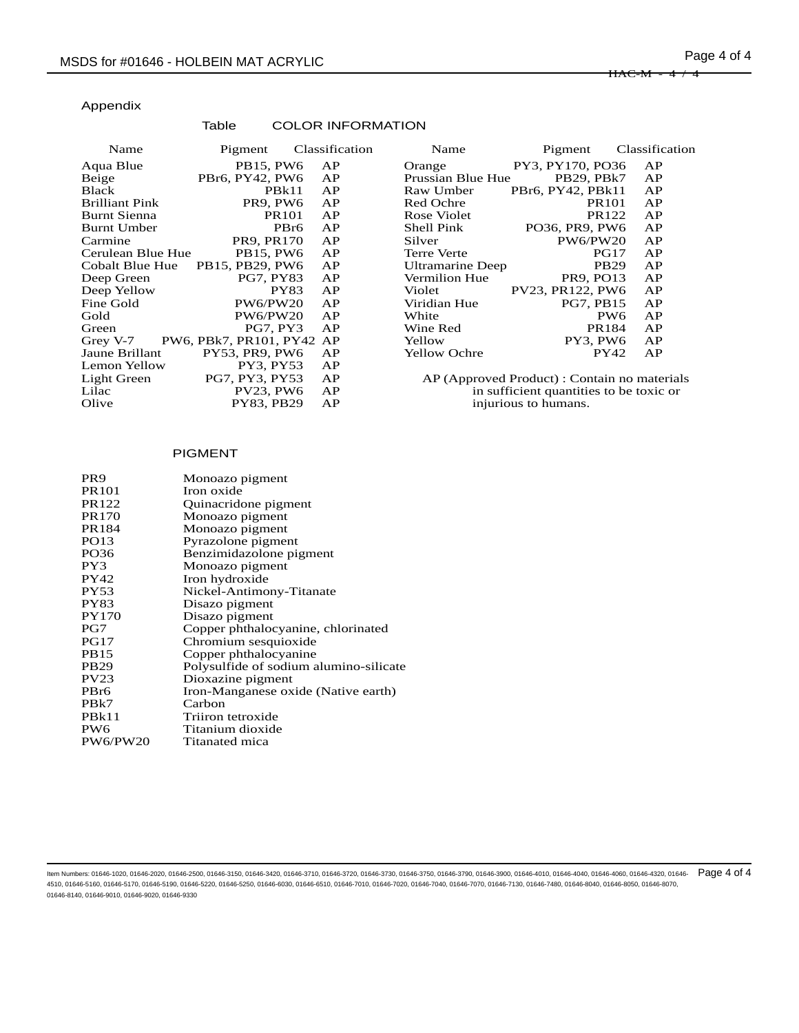## Appendix

### Table COLOR INFORMATION

| Name | Pigment | Classification | Name | Pigment | Classification |
|---|---|---|---|---|---|
| Aqua Blue | PB15, PW6 | AP | Orange | PY3, PY170, PO36 | AP |
| Beige | PBr6, PY42, PW6 | AP | Prussian Blue Hue | PB29, PBk7 | AP |
| Black | PBk11 | AP | Raw Umber | PBr6, PY42, PBk11 | AP |
| Brilliant Pink | PR9, PW6 | AP | Red Ochre | PR101 | AP |
| Burnt Sienna | PR101 | AP | Rose Violet | PR122 | AP |
| Burnt Umber | PBr6 | AP | Shell Pink | PO36, PR9, PW6 | AP |
| Carmine | PR9, PR170 | AP | Silver | PW6/PW20 | AP |
| Cerulean Blue Hue | PB15, PW6 | AP | Terre Verte | PG17 | AP |
| Cobalt Blue Hue | PB15, PB29, PW6 | AP | Ultramarine Deep | PB29 | AP |
| Deep Green | PG7, PY83 | AP | Vermilion Hue | PR9, PO13 | AP |
| Deep Yellow | PY83 | AP | Violet | PV23, PR122, PW6 | AP |
| Fine Gold | PW6/PW20 | AP | Viridian Hue | PG7, PB15 | AP |
| Gold | PW6/PW20 | AP | White | PW6 | AP |
| Green | PG7, PY3 | AP | Wine Red | PR184 | AP |
| Grey V-7 | PW6, PBk7, PR101, PY42 | AP | Yellow | PY3, PW6 | AP |
| Jaune Brillant | PY53, PR9, PW6 | AP | Yellow Ochre | PY42 | AP |
| Lemon Yellow | PY3, PY53 | AP | | | |
| Light Green | PG7, PY3, PY53 | AP | | | |
| Lilac | PV23, PW6 | AP | | | |
| Olive | PY83, PB29 | AP | | | |

AP (Approved Product) : Contain no materials in sufficient quantities to be toxic or injurious to humans.

### PIGMENT

| | |
|---|---|
| PR9 | Monoazo pigment |
| PR101 | Iron oxide |
| PR122 | Quinacridone pigment |
| PR170 | Monoazo pigment |
| PR184 | Monoazo pigment |
| PO13 | Pyrazolone pigment |
| PO36 | Benzimidazolone pigment |
| PY3 | Monoazo pigment |
| PY42 | Iron hydroxide |
| PY53 | Nickel-Antimony-Titanate |
| PY83 | Disazo pigment |
| PY170 | Disazo pigment |
| PG7 | Copper phthalocyanine, chlorinated |
| PG17 | Chromium sesquioxide |
| PB15 | Copper phthalocyanine |
| PB29 | Polysulfide of sodium alumino-silicate |
| PV23 | Dioxazine pigment |
| PBr6 | Iron-Manganese oxide (Native earth) |
| PBk7 | Carbon |
| PBk11 | Triiron tetroxide |
| PW6 | Titanium dioxide |
| PW6/PW20 | Titanated mica |

Item Numbers: 01646-1020, 01646-2020, 01646-2500, 01646-3150, 01646-3420, 01646-3710, 01646-3720, 01646-3730, 01646-3750, 01646-3790, 01646-3900, 01646-4010, 01646-4040, 01646-4060, 01646-4320, 01646-4510, 01646-5160, 01646-5170, 01646-5190, 01646-5220, 01646-5250, 01646-6030, 01646-6510, 01646-7010, 01646-7020, 01646-7040, 01646-7070, 01646-7130, 01646-7480, 01646-8040, 01646-8050, 01646-8070, 01646-8140, 01646-9010, 01646-9020, 01646-9330